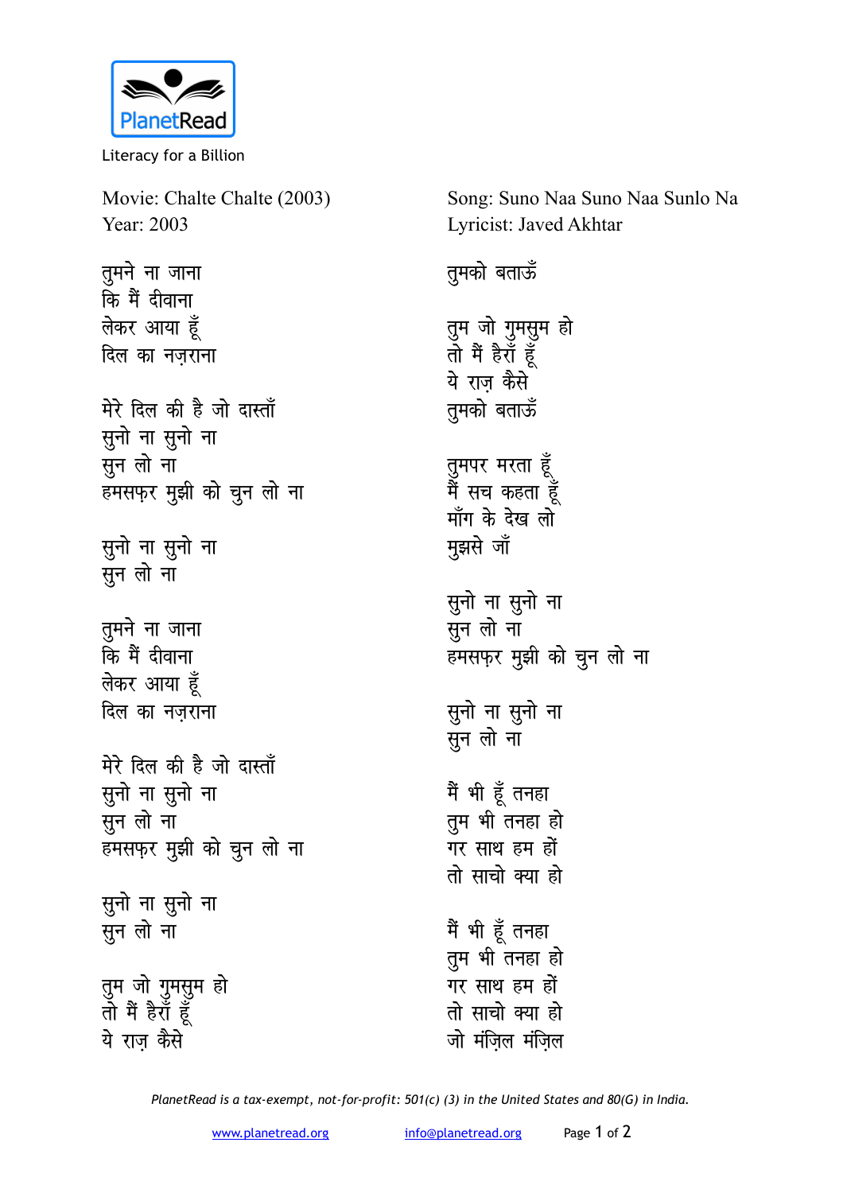PlanetRead

Literacy for a Billion

Movie: Chalte Chalte (2003)
Year: 2003

Song: Suno Naa Suno Naa Sunlo Na
Lyricist: Javed Akhtar

तुमने ना जाना
कि मैं दीवाना
लेकर आया हूँ
दिल का नज़राना

मेरे दिल की है जो दास्ताँ
सुनो ना सुनो ना
सुन लो ना
हमसफ़र मुझी को चुन लो ना

सुनो ना सुनो ना
सुन लो ना

तुमने ना जाना
कि मैं दीवाना
लेकर आया हूँ
दिल का नज़राना

मेरे दिल की है जो दास्ताँ
सुनो ना सुनो ना
सुन लो ना
हमसफ़र मुझी को चुन लो ना

सुनो ना सुनो ना
सुन लो ना

तुम जो गुमसुम हो
तो मैं हैराँ हूँ
ये राज़ कैसे
तुमको बताऊँ

तुम जो गुमसुम हो
तो मैं हैराँ हूँ
ये राज़ कैसे
तुमको बताऊँ

तुमपर मरता हूँ
मैं सच कहता हूँ
माँग के देख लो
मुझसे जाँ

सुनो ना सुनो ना
सुन लो ना
हमसफ़र मुझी को चुन लो ना

सुनो ना सुनो ना
सुन लो ना

मैं भी हूँ तनहा
तुम भी तनहा हो
गर साथ हम हों
तो साचो क्या हो

मैं भी हूँ तनहा
तुम भी तनहा हो
गर साथ हम हों
तो साचो क्या हो
जो मंज़िल मंज़िल

*PlanetRead is a tax-exempt, not-for-profit: 501(c) (3) in the United States and 80(G) in India.*

www.planetread.org info@planetread.org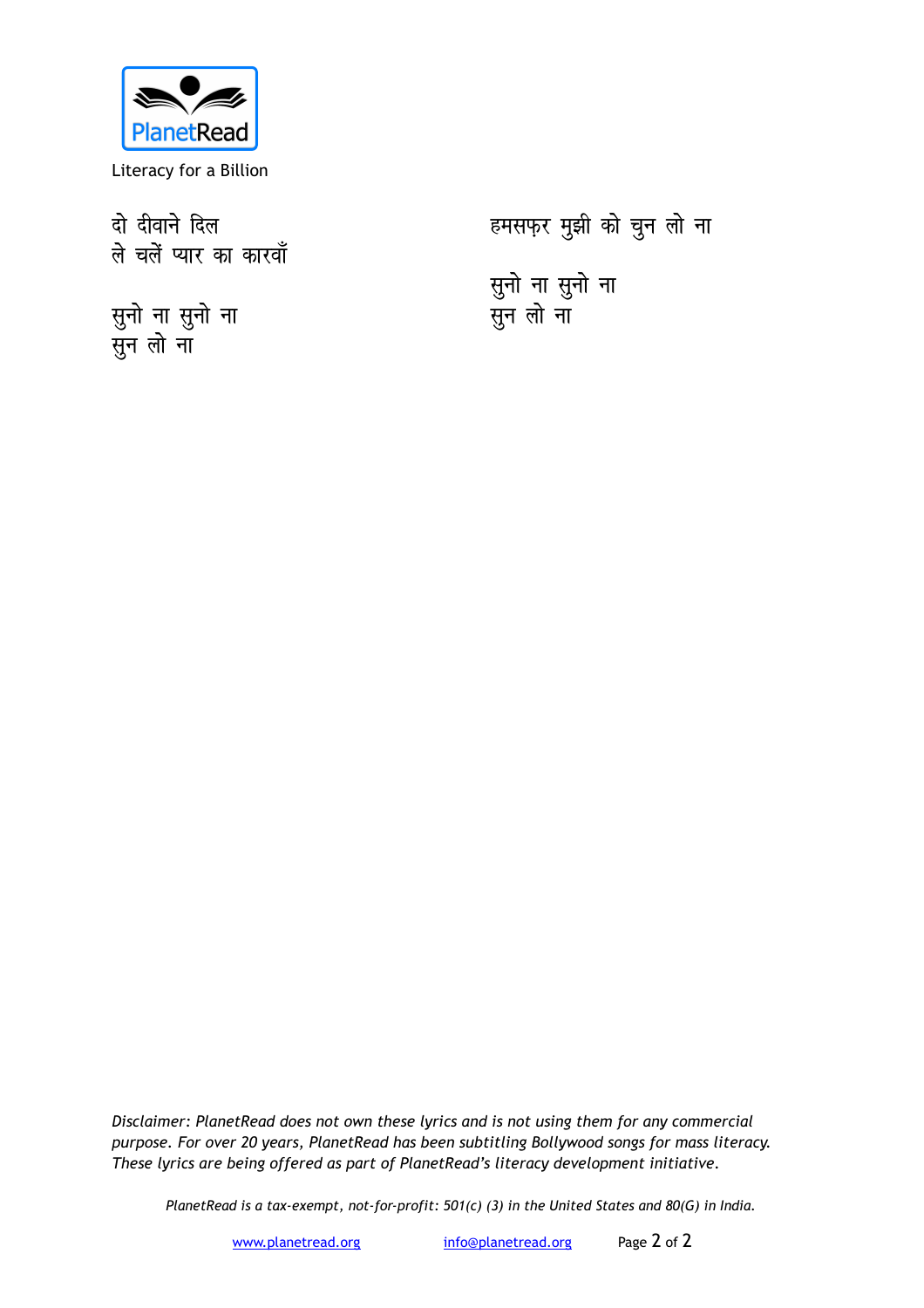Literacy for a Billion

दो दीवाने दिल
ले चलें प्यार का कारवाँ

सुनो ना सुनो ना
सुन लो ना

हमसफ़र मुझी को चुन लो ना

सुनो ना सुनो ना
सुन लो ना

*Disclaimer: PlanetRead does not own these lyrics and is not using them for any commercial purpose. For over 20 years, PlanetRead has been subtitling Bollywood songs for mass literacy. These lyrics are being offered as part of PlanetRead's literacy development initiative.*

*PlanetRead is a tax-exempt, not-for-profit: 501(c) (3) in the United States and 80(G) in India.*

www.planetread.org info@planetread.org